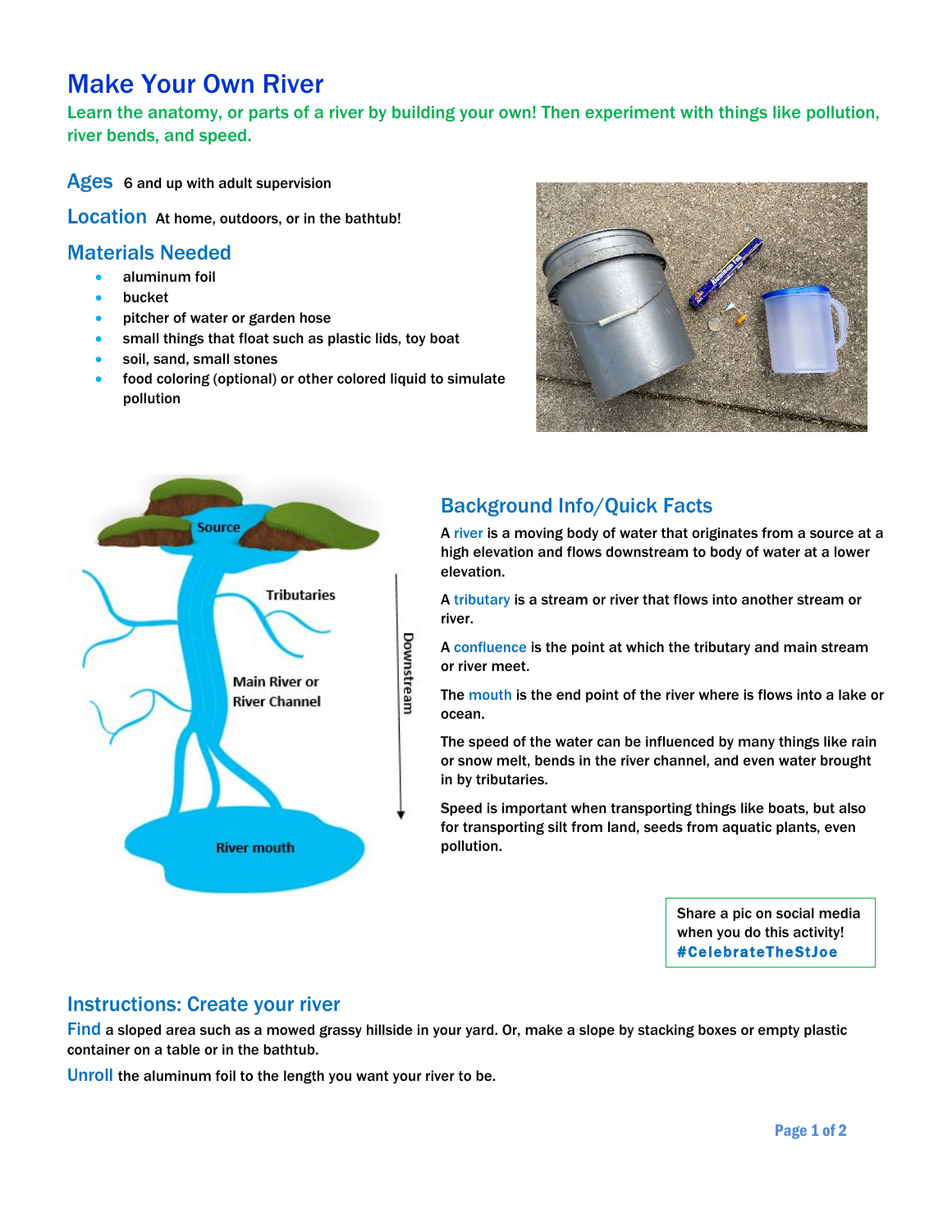# Make Your Own River

Learn the anatomy, or parts of a river by building your own! Then experiment with things like pollution, river bends, and speed.

## Ages
6 and up with adult supervision

## Location
At home, outdoors, or in the bathtub!

## Materials Needed

- aluminum foil
- bucket
- pitcher of water or garden hose
- small things that float such as plastic lids, toy boat
- soil, sand, small stones
- food coloring (optional) or other colored liquid to simulate pollution

## Background Info/Quick Facts

A river is a moving body of water that originates from a source at a high elevation and flows downstream to body of water at a lower elevation.

A tributary is a stream or river that flows into another stream or river.

A confluence is the point at which the tributary and main stream or river meet.

The mouth is the end point of the river where is flows into a lake or ocean.

The speed of the water can be influenced by many things like rain or snow melt, bends in the river channel, and even water brought in by tributaries.

Speed is important when transporting things like boats, but also for transporting silt from land, seeds from aquatic plants, even pollution.

Share a pic on social media when you do this activity! **#CelebrateTheStJoe**

## Instructions: Create your river

**Find** a sloped area such as a mowed grassy hillside in your yard. Or, make a slope by stacking boxes or empty plastic container on a table or in the bathtub.

**Unroll** the aluminum foil to the length you want your river to be.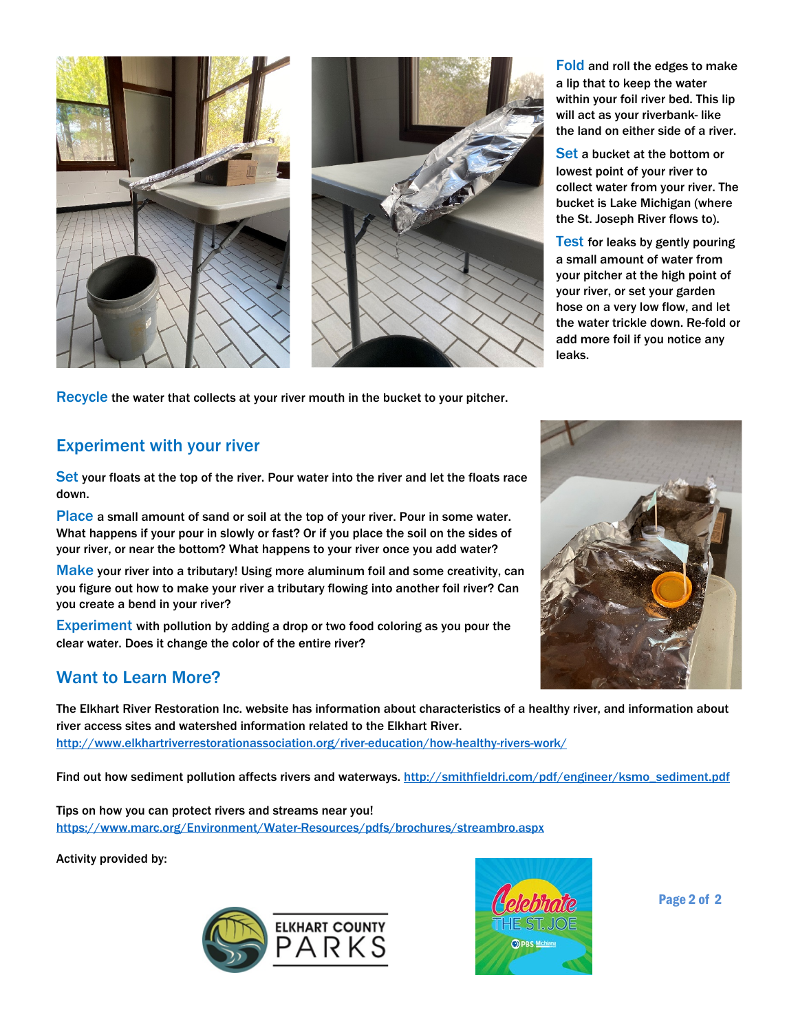**Fold** and roll the edges to make a lip that to keep the water within your foil river bed. This lip will act as your riverbank- like the land on either side of a river.

**Set** a bucket at the bottom or lowest point of your river to collect water from your river. The bucket is Lake Michigan (where the St. Joseph River flows to).

**Test** for leaks by gently pouring a small amount of water from your pitcher at the high point of your river, or set your garden hose on a very low flow, and let the water trickle down. Re-fold or add more foil if you notice any leaks.

**Recycle** the water that collects at your river mouth in the bucket to your pitcher.

## Experiment with your river

**Set** your floats at the top of the river. Pour water into the river and let the floats race down.

**Place** a small amount of sand or soil at the top of your river. Pour in some water. What happens if your pour in slowly or fast? Or if you place the soil on the sides of your river, or near the bottom? What happens to your river once you add water?

**Make** your river into a tributary! Using more aluminum foil and some creativity, can you figure out how to make your river a tributary flowing into another foil river? Can you create a bend in your river?

**Experiment** with pollution by adding a drop or two food coloring as you pour the clear water. Does it change the color of the entire river?

## Want to Learn More?

The Elkhart River Restoration Inc. website has information about characteristics of a healthy river, and information about river access sites and watershed information related to the Elkhart River.
http://www.elkhartriverrestorationassociation.org/river-education/how-healthy-rivers-work/

Find out how sediment pollution affects rivers and waterways. http://smithfieldri.com/pdf/engineer/ksmo_sediment.pdf

Tips on how you can protect rivers and streams near you!
https://www.marc.org/Environment/Water-Resources/pdfs/brochures/streambro.aspx

Activity provided by:

ELKHART COUNTY PARKS

Celebrate THE ST. JOE